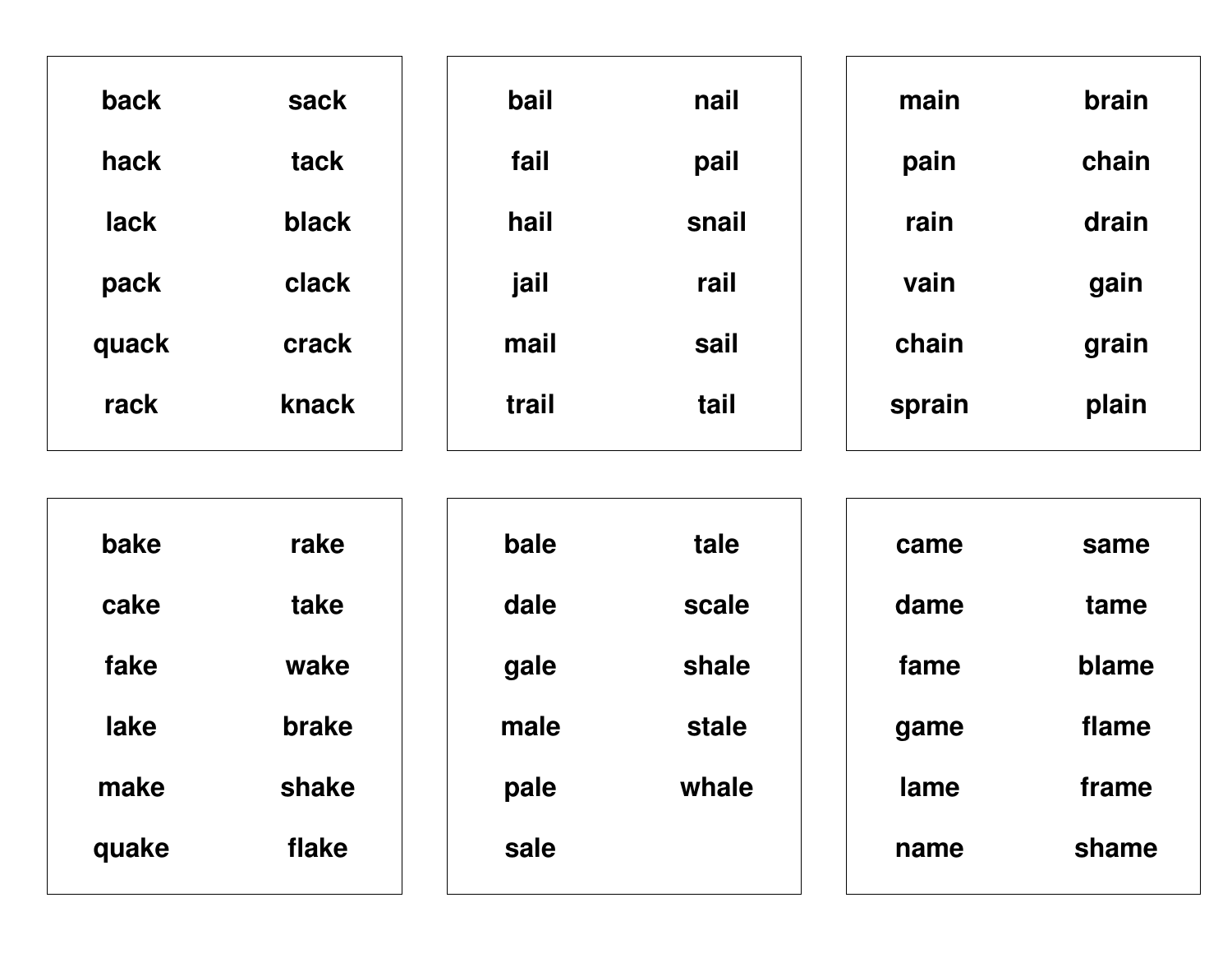| | |
|---|---|
| back | sack |
| hack | tack |
| lack | black |
| pack | clack |
| quack | crack |
| rack | knack |

| | |
|---|---|
| bail | nail |
| fail | pail |
| hail | snail |
| jail | rail |
| mail | sail |
| trail | tail |

| | |
|---|---|
| main | brain |
| pain | chain |
| rain | drain |
| vain | gain |
| chain | grain |
| sprain | plain |

| | |
|---|---|
| bake | rake |
| cake | take |
| fake | wake |
| lake | brake |
| make | shake |
| quake | flake |

| | |
|---|---|
| bale | tale |
| dale | scale |
| gale | shale |
| male | stale |
| pale | whale |
| sale | |

| | |
|---|---|
| came | same |
| dame | tame |
| fame | blame |
| game | flame |
| lame | frame |
| name | shame |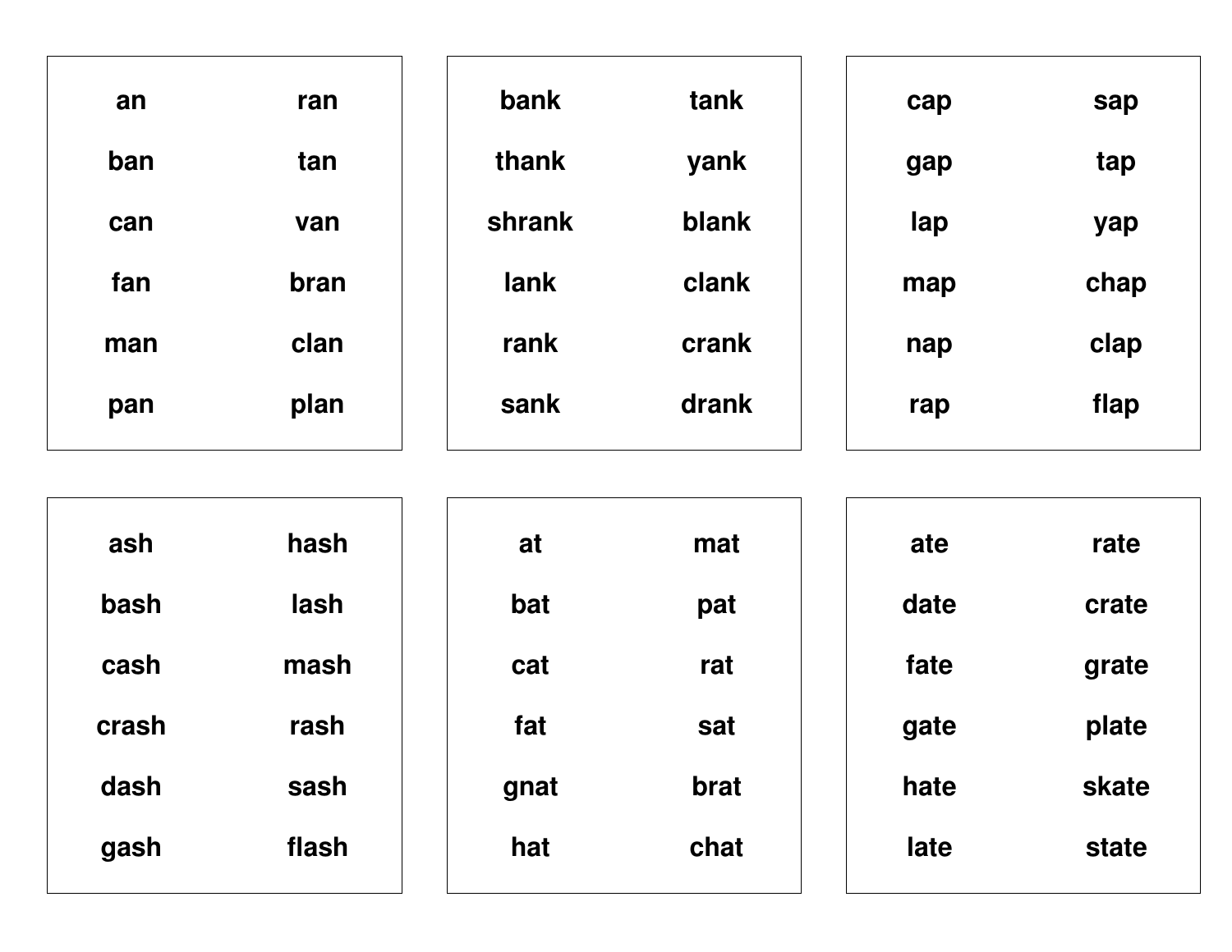| | |
|---|---|
| **an** | **ran** |
| **ban** | **tan** |
| **can** | **van** |
| **fan** | **bran** |
| **man** | **clan** |
| **pan** | **plan** |

| | |
|---|---|
| **bank** | **tank** |
| **thank** | **yank** |
| **shrank** | **blank** |
| **lank** | **clank** |
| **rank** | **crank** |
| **sank** | **drank** |

| | |
|---|---|
| **cap** | **sap** |
| **gap** | **tap** |
| **lap** | **yap** |
| **map** | **chap** |
| **nap** | **clap** |
| **rap** | **flap** |

| | |
|---|---|
| **ash** | **hash** |
| **bash** | **lash** |
| **cash** | **mash** |
| **crash** | **rash** |
| **dash** | **sash** |
| **gash** | **flash** |

| | |
|---|---|
| **at** | **mat** |
| **bat** | **pat** |
| **cat** | **rat** |
| **fat** | **sat** |
| **gnat** | **brat** |
| **hat** | **chat** |

| | |
|---|---|
| **ate** | **rate** |
| **date** | **crate** |
| **fate** | **grate** |
| **gate** | **plate** |
| **hate** | **skate** |
| **late** | **state** |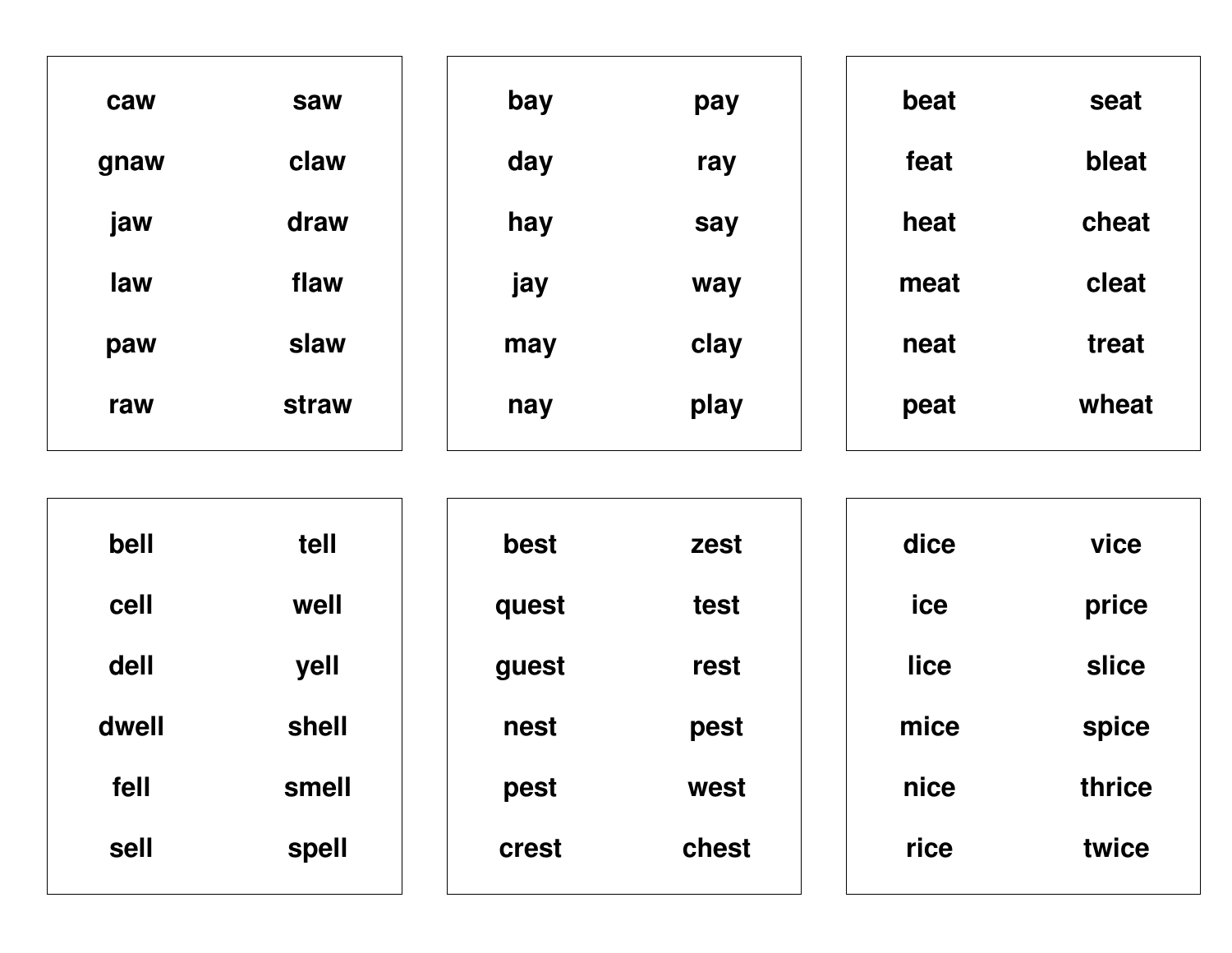| | |
|---|---|
| caw | saw |
| gnaw | claw |
| jaw | draw |
| law | flaw |
| paw | slaw |
| raw | straw |

| | |
|---|---|
| bay | pay |
| day | ray |
| hay | say |
| jay | way |
| may | clay |
| nay | play |

| | |
|---|---|
| beat | seat |
| feat | bleat |
| heat | cheat |
| meat | cleat |
| neat | treat |
| peat | wheat |

| | |
|---|---|
| bell | tell |
| cell | well |
| dell | yell |
| dwell | shell |
| fell | smell |
| sell | spell |

| | |
|---|---|
| best | zest |
| quest | test |
| guest | rest |
| nest | pest |
| pest | west |
| crest | chest |

| | |
|---|---|
| dice | vice |
| ice | price |
| lice | slice |
| mice | spice |
| nice | thrice |
| rice | twice |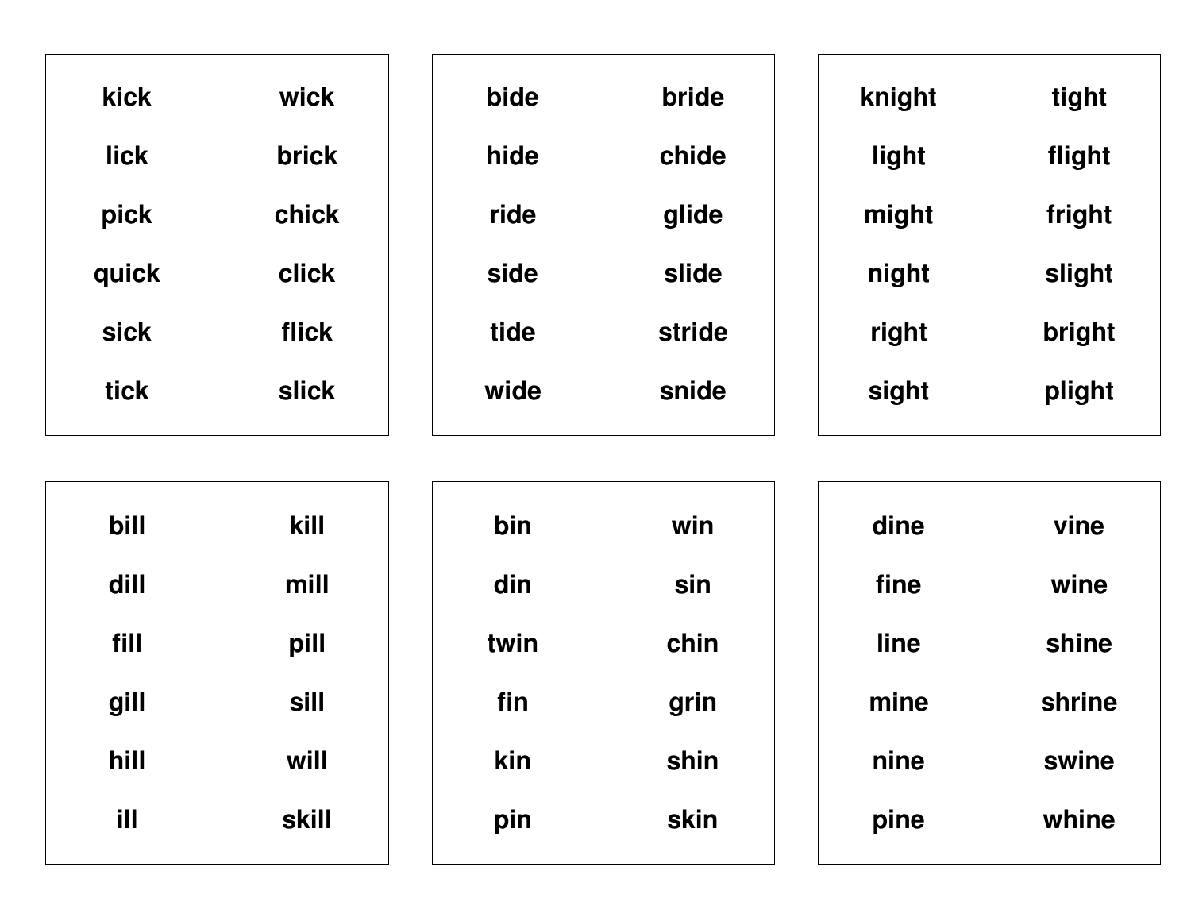| | |
|---|---|
| kick | wick |
| lick | brick |
| pick | chick |
| quick | click |
| sick | flick |
| tick | slick |

| | |
|---|---|
| bide | bride |
| hide | chide |
| ride | glide |
| side | slide |
| tide | stride |
| wide | snide |

| | |
|---|---|
| knight | tight |
| light | flight |
| might | fright |
| night | slight |
| right | bright |
| sight | plight |

| | |
|---|---|
| bill | kill |
| dill | mill |
| fill | pill |
| gill | sill |
| hill | will |
| ill | skill |

| | |
|---|---|
| bin | win |
| din | sin |
| twin | chin |
| fin | grin |
| kin | shin |
| pin | skin |

| | |
|---|---|
| dine | vine |
| fine | wine |
| line | shine |
| mine | shrine |
| nine | swine |
| pine | whine |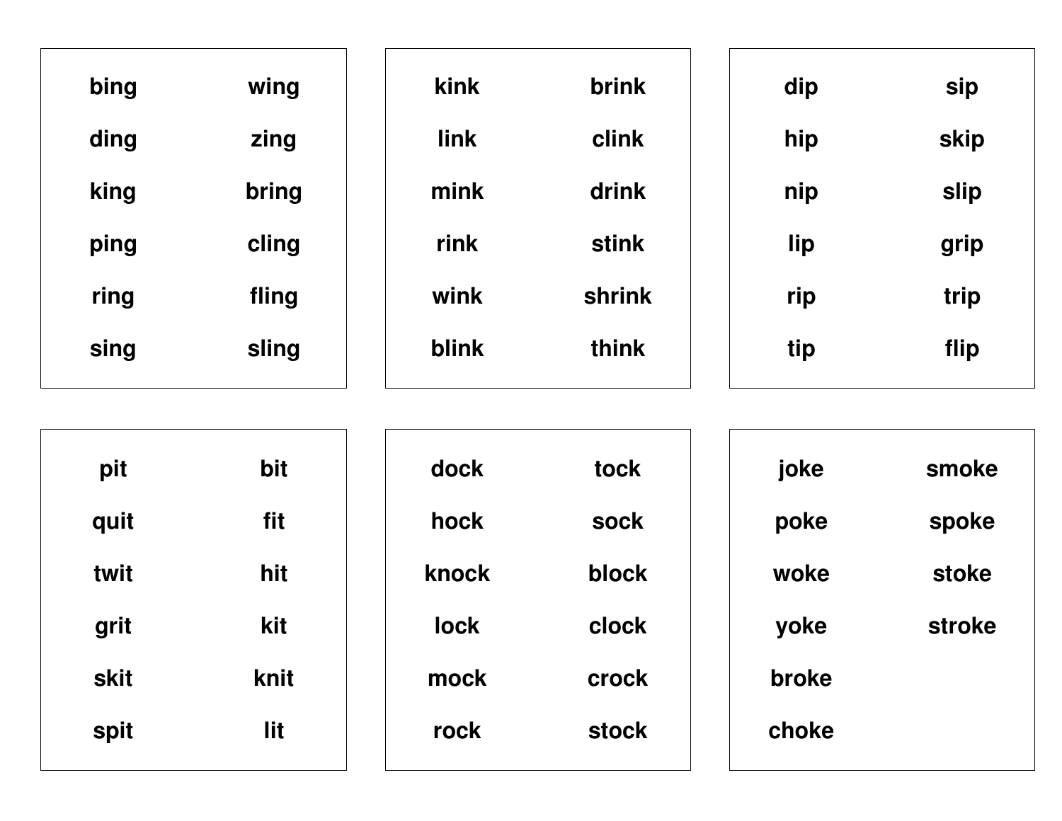bing
ding
king
ping
ring
sing
wing
zing
bring
cling
fling
sling

kink
link
mink
rink
wink
blink
brink
clink
drink
stink
shrink
think

dip
hip
nip
lip
rip
tip
sip
skip
slip
grip
trip
flip

pit
quit
twit
grit
skit
spit
bit
fit
hit
kit
knit
lit

dock
hock
knock
lock
mock
rock
tock
sock
block
clock
crock
stock

joke
poke
woke
yoke
broke
choke
smoke
spoke
stoke
stroke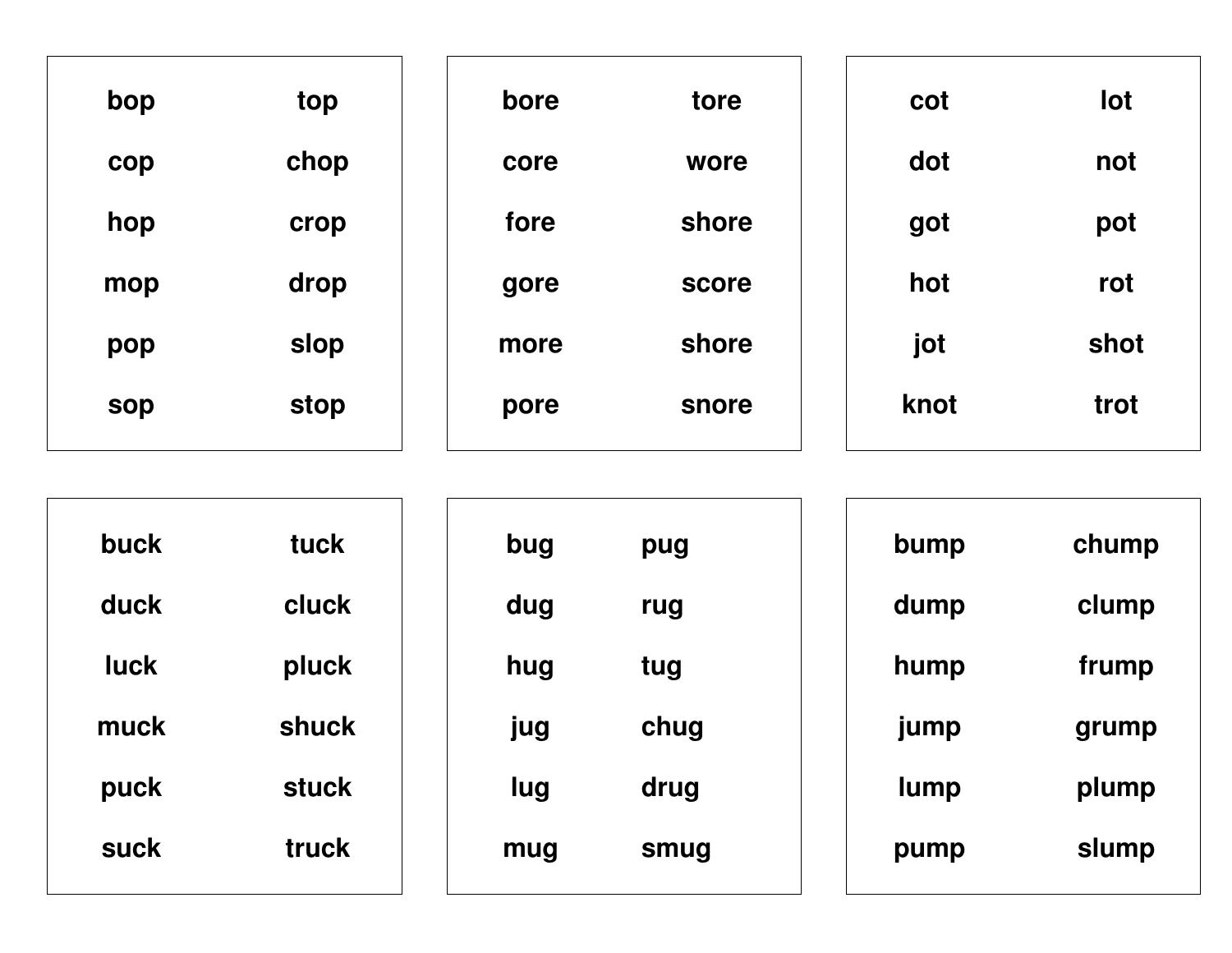| | |
|---|---|
| bop | top |
| cop | chop |
| hop | crop |
| mop | drop |
| pop | slop |
| sop | stop |

| | |
|---|---|
| bore | tore |
| core | wore |
| fore | shore |
| gore | score |
| more | shore |
| pore | snore |

| | |
|---|---|
| cot | lot |
| dot | not |
| got | pot |
| hot | rot |
| jot | shot |
| knot | trot |

| | |
|---|---|
| buck | tuck |
| duck | cluck |
| luck | pluck |
| muck | shuck |
| puck | stuck |
| suck | truck |

| | |
|---|---|
| bug | pug |
| dug | rug |
| hug | tug |
| jug | chug |
| lug | drug |
| mug | smug |

| | |
|---|---|
| bump | chump |
| dump | clump |
| hump | frump |
| jump | grump |
| lump | plump |
| pump | slump |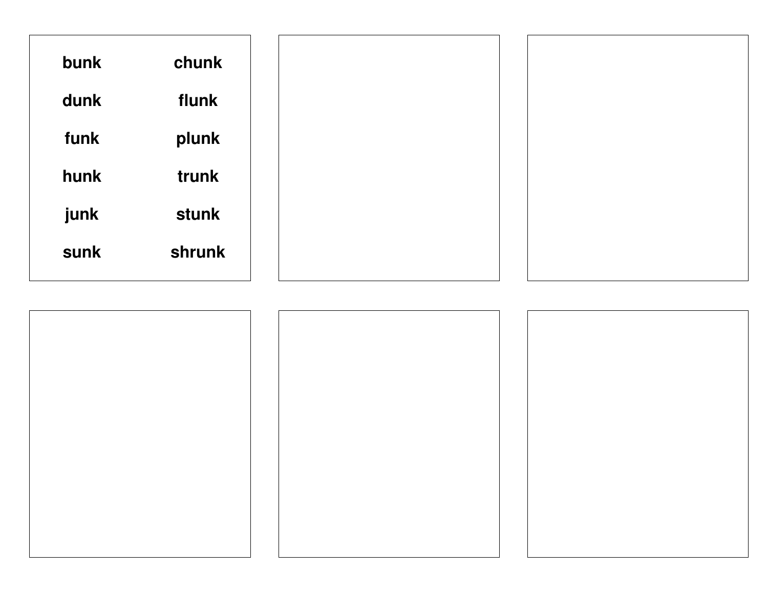| | |
|---|---|
| **bunk** | **chunk** |
| **dunk** | **flunk** |
| **funk** | **plunk** |
| **hunk** | **trunk** |
| **junk** | **stunk** |
| **sunk** | **shrunk** |